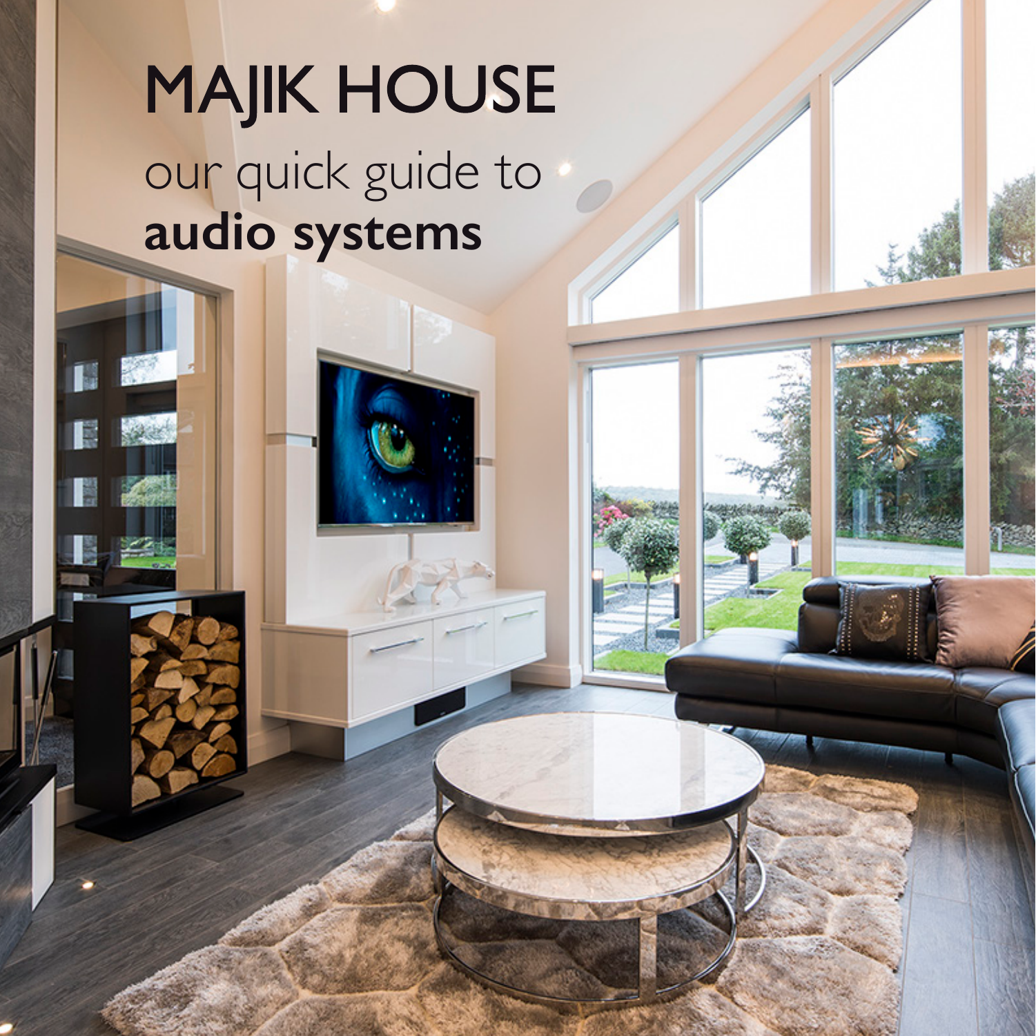# MAJIK HOUSE

our quick guide to
**audio systems**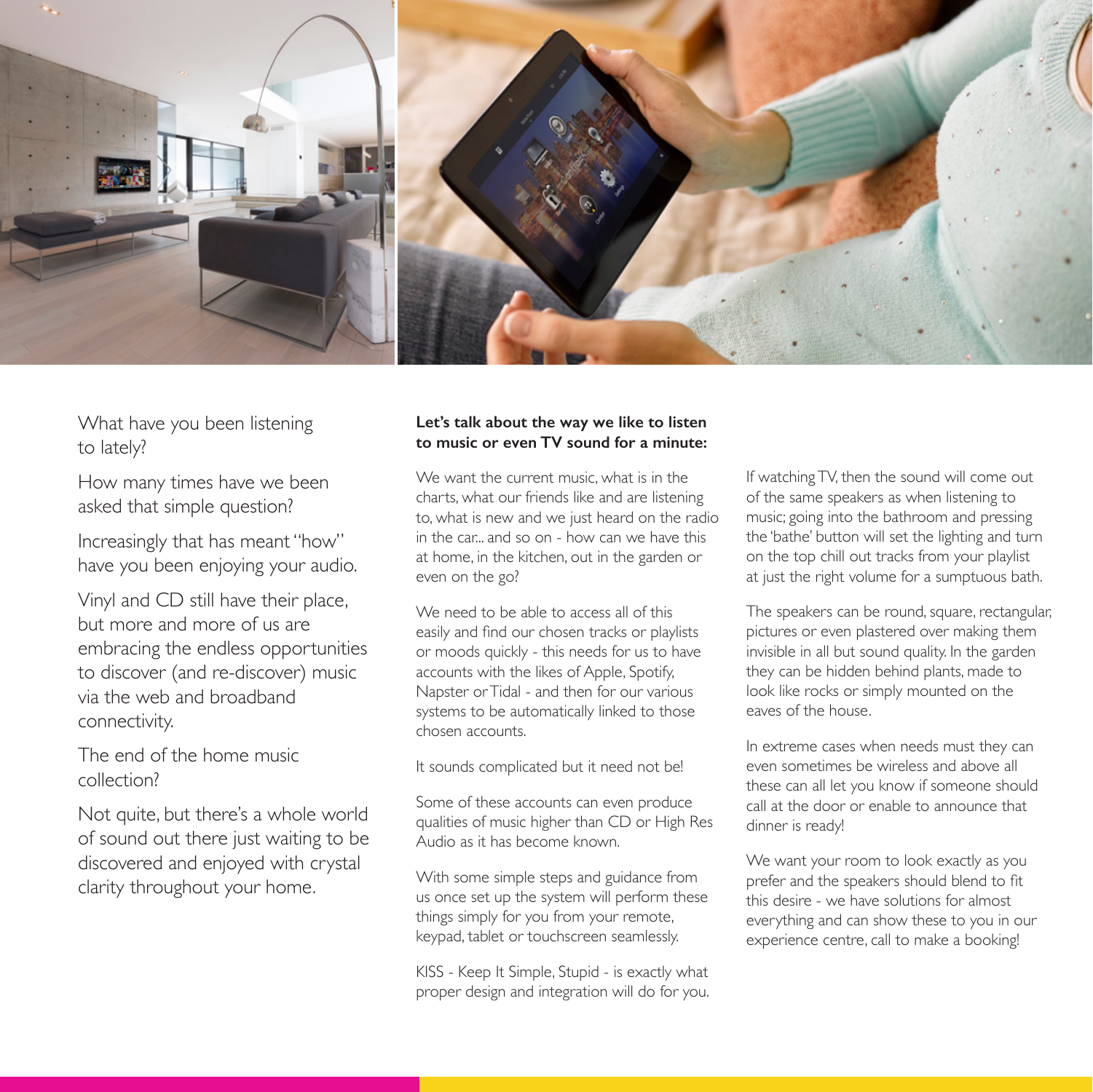What have you been listening to lately?

How many times have we been asked that simple question?

Increasingly that has meant "how" have you been enjoying your audio.

Vinyl and CD still have their place, but more and more of us are embracing the endless opportunities to discover (and re-discover) music via the web and broadband connectivity.

The end of the home music collection?

Not quite, but there's a whole world of sound out there just waiting to be discovered and enjoyed with crystal clarity throughout your home.

**Let's talk about the way we like to listen to music or even TV sound for a minute:**

We want the current music, what is in the charts, what our friends like and are listening to, what is new and we just heard on the radio in the car... and so on - how can we have this at home, in the kitchen, out in the garden or even on the go?

We need to be able to access all of this easily and find our chosen tracks or playlists or moods quickly - this needs for us to have accounts with the likes of Apple, Spotify, Napster or Tidal - and then for our various systems to be automatically linked to those chosen accounts.

It sounds complicated but it need not be!

Some of these accounts can even produce qualities of music higher than CD or High Res Audio as it has become known.

With some simple steps and guidance from us once set up the system will perform these things simply for you from your remote, keypad, tablet or touchscreen seamlessly.

KISS - Keep It Simple, Stupid - is exactly what proper design and integration will do for you.

If watching TV, then the sound will come out of the same speakers as when listening to music; going into the bathroom and pressing the 'bathe' button will set the lighting and turn on the top chill out tracks from your playlist at just the right volume for a sumptuous bath.

The speakers can be round, square, rectangular, pictures or even plastered over making them invisible in all but sound quality. In the garden they can be hidden behind plants, made to look like rocks or simply mounted on the eaves of the house.

In extreme cases when needs must they can even sometimes be wireless and above all these can all let you know if someone should call at the door or enable to announce that dinner is ready!

We want your room to look exactly as you prefer and the speakers should blend to fit this desire - we have solutions for almost everything and can show these to you in our experience centre, call to make a booking!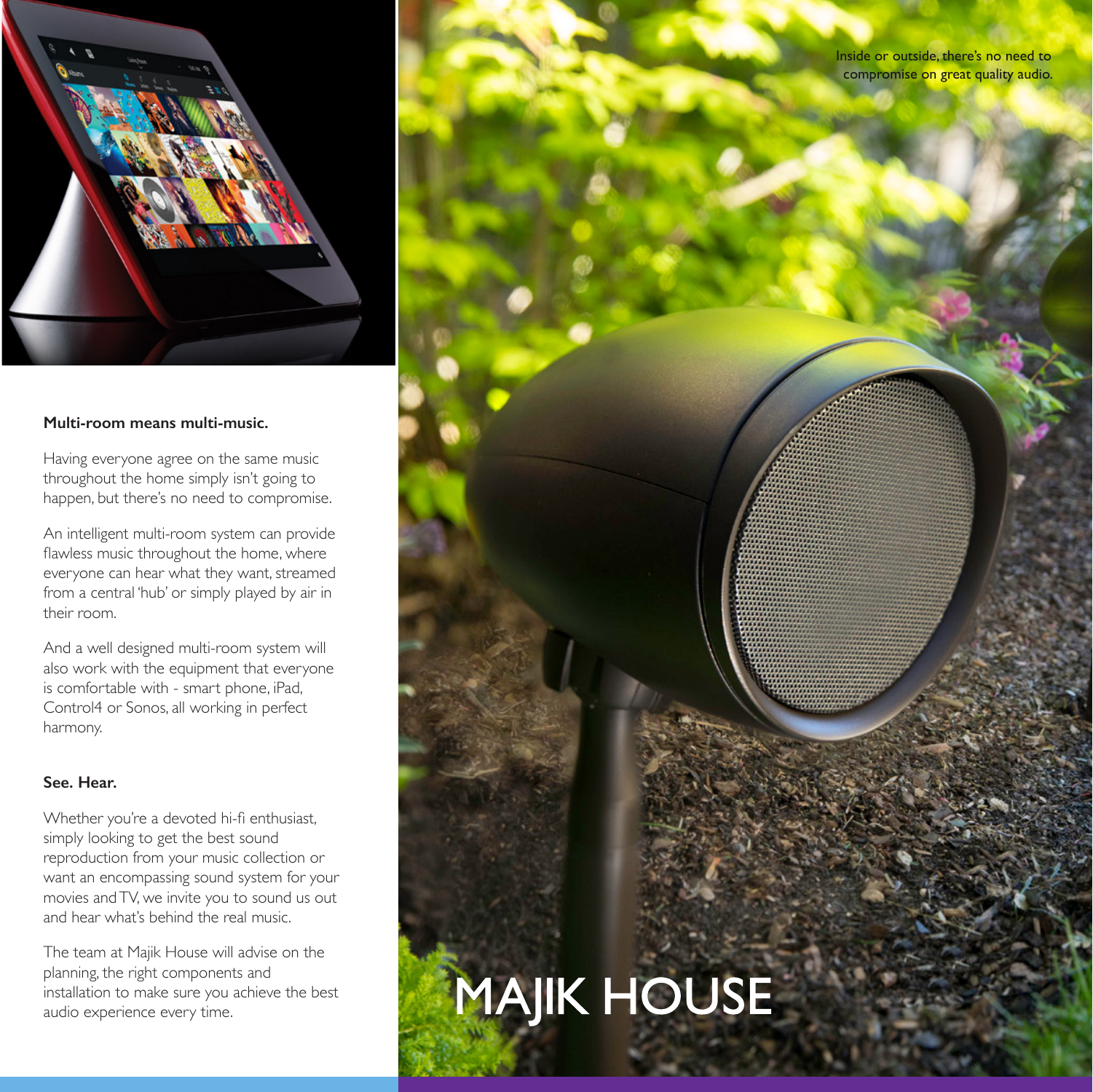Inside or outside, there's no need to compromise on great quality audio.

**Multi-room means multi-music.**

Having everyone agree on the same music throughout the home simply isn't going to happen, but there's no need to compromise.

An intelligent multi-room system can provide flawless music throughout the home, where everyone can hear what they want, streamed from a central 'hub' or simply played by air in their room.

And a well designed multi-room system will also work with the equipment that everyone is comfortable with - smart phone, iPad, Control4 or Sonos, all working in perfect harmony.

**See. Hear.**

Whether you're a devoted hi-fi enthusiast, simply looking to get the best sound reproduction from your music collection or want an encompassing sound system for your movies and TV, we invite you to sound us out and hear what's behind the real music.

The team at Majik House will advise on the planning, the right components and installation to make sure you achieve the best audio experience every time.

MAJIK HOUSE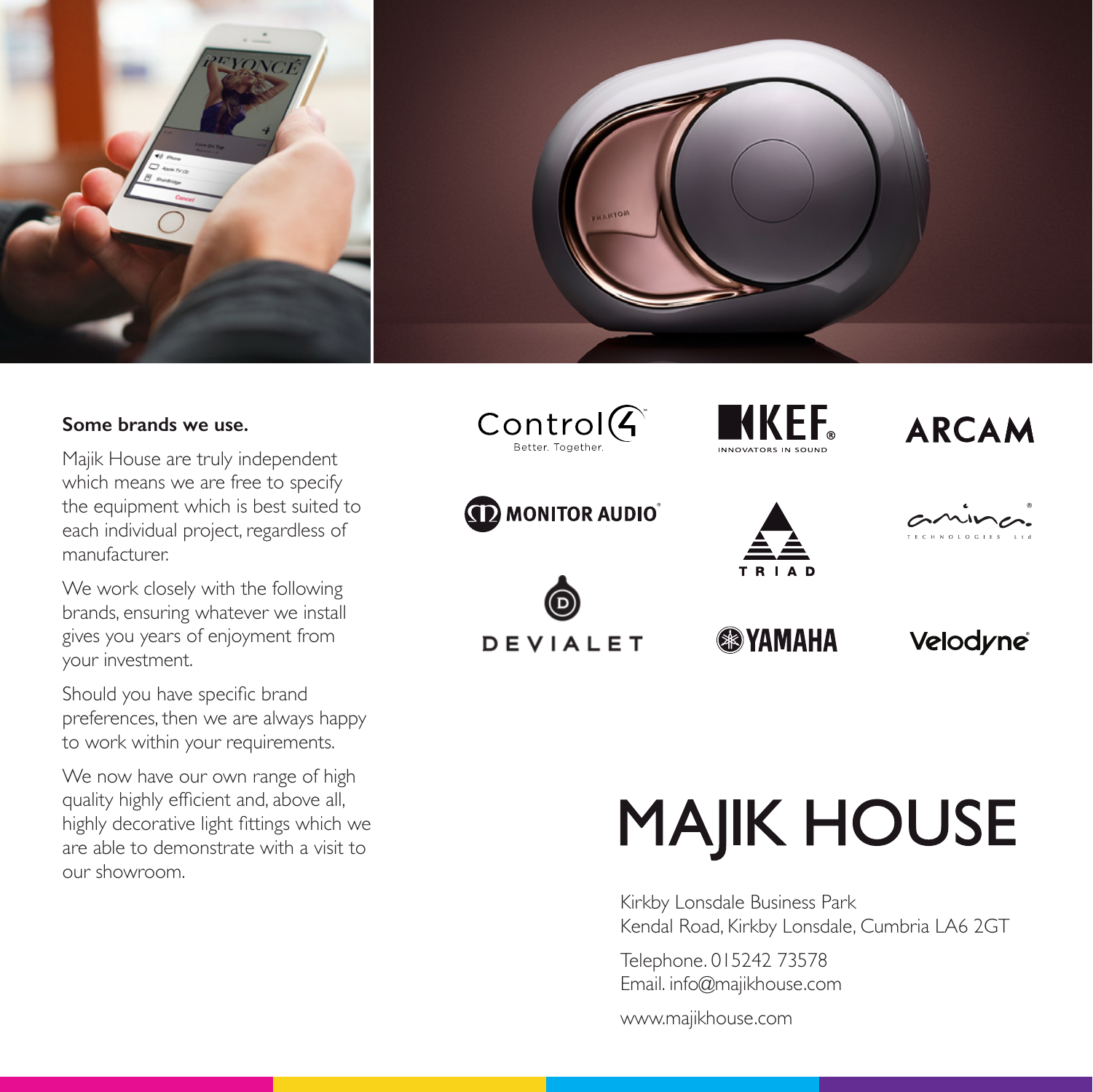**Some brands we use.**

Majik House are truly independent which means we are free to specify the equipment which is best suited to each individual project, regardless of manufacturer.

We work closely with the following brands, ensuring whatever we install gives you years of enjoyment from your investment.

Should you have specific brand preferences, then we are always happy to work within your requirements.

We now have our own range of high quality highly efficient and, above all, highly decorative light fittings which we are able to demonstrate with a visit to our showroom.

Control4 Better. Together.

KEF INNOVATORS IN SOUND

ARCAM

MONITOR AUDIO

TRIAD

amina TECHNOLOGIES Ltd

DEVIALET

YAMAHA

Velodyne

# MAJIK HOUSE

Kirkby Lonsdale Business Park
Kendal Road, Kirkby Lonsdale, Cumbria LA6 2GT

Telephone. 015242 73578
Email. info@majikhouse.com

www.majikhouse.com